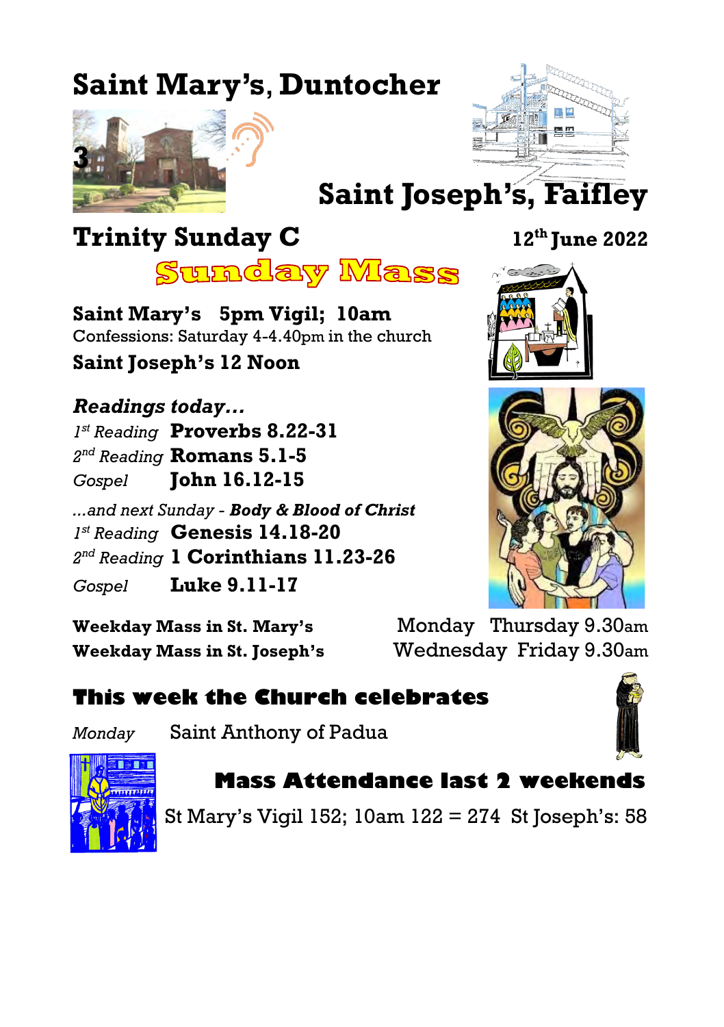# Saint Mary's, Duntocher

# Saint Joseph's, Faifley

## Trinity Sunday C

**12th June 2022**

## Sunday Mass

**Saint Mary's 5pm Vigil; 10am**

Confessions: Saturday 4-4.40pm in the church

**Saint Joseph's 12 Noon**

***Readings today…***

*1st Reading* **Proverbs 8.22-31**

*2nd Reading* **Romans 5.1-5**

*Gospel* **John 16.12-15**

*...and next Sunday - **Body & Blood of Christ***

*1st Reading* **Genesis 14.18-20**

*2nd Reading* **1 Corinthians 11.23-26**

*Gospel* **Luke 9.11-17**

**Weekday Mass in St. Mary's** Monday Thursday 9.30am

**Weekday Mass in St. Joseph's** Wednesday Friday 9.30am

## This week the Church celebrates

*Monday* Saint Anthony of Padua

## Mass Attendance last 2 weekends

St Mary's Vigil 152; 10am 122 = 274 St Joseph's: 58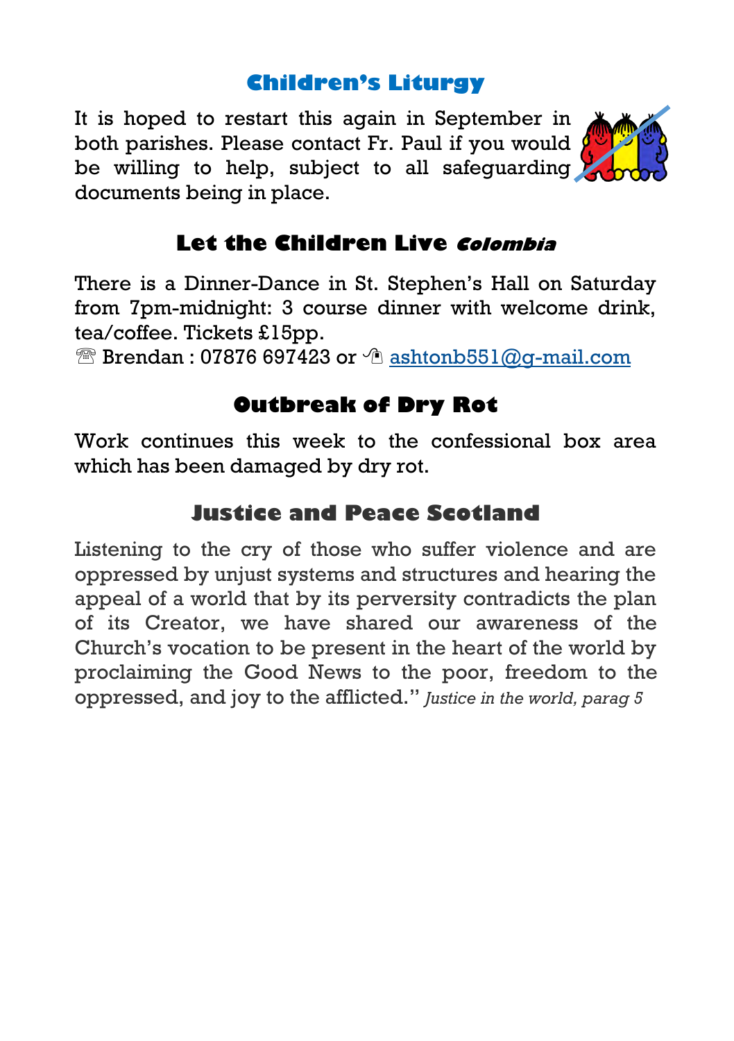## Children's Liturgy

It is hoped to restart this again in September in both parishes. Please contact Fr. Paul if you would be willing to help, subject to all safeguarding documents being in place.

## Let the Children Live *Colombia*

There is a Dinner-Dance in St. Stephen's Hall on Saturday from 7pm-midnight: 3 course dinner with welcome drink, tea/coffee. Tickets £15pp.

☏ Brendan : 07876 697423 or ✉ ashtonb551@g-mail.com

## Outbreak of Dry Rot

Work continues this week to the confessional box area which has been damaged by dry rot.

## Justice and Peace Scotland

Listening to the cry of those who suffer violence and are oppressed by unjust systems and structures and hearing the appeal of a world that by its perversity contradicts the plan of its Creator, we have shared our awareness of the Church's vocation to be present in the heart of the world by proclaiming the Good News to the poor, freedom to the oppressed, and joy to the afflicted." *Justice in the world, parag 5*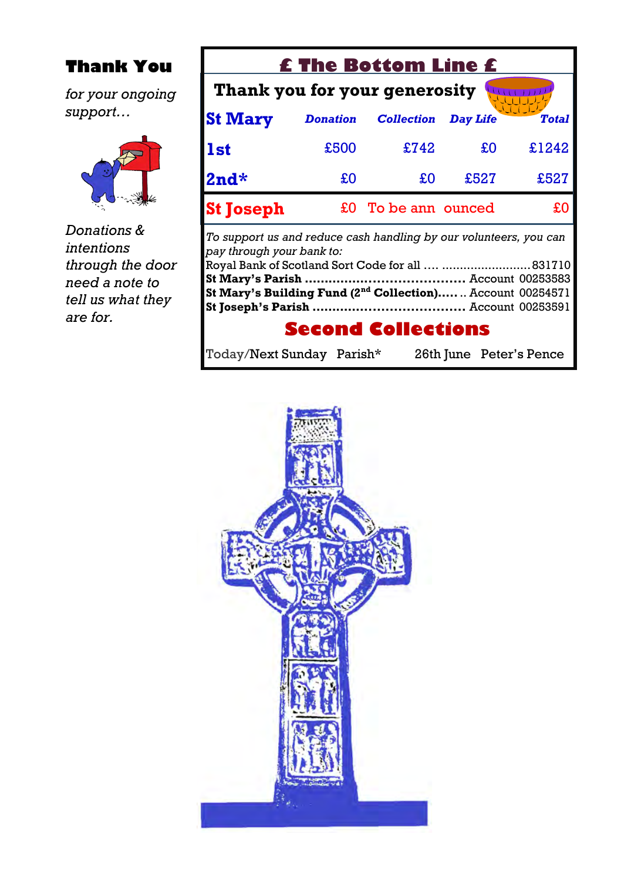## Thank You

*for your ongoing support…*

*Donations & intentions through the door need a note to tell us what they are for.*

## £ The Bottom Line £

### Thank you for your generosity

| St Mary | *Donation* | *Collection* | *Day Life* | *Total* |
|---|---|---|---|---|
| **1st** | £500 | £742 | £0 | £1242 |
| **2nd*** | £0 | £0 | £527 | £527 |
| **St Joseph** | £0 | To be announced | | £0 |

*To support us and reduce cash handling by our volunteers, you can pay through your bank to:*

Royal Bank of Scotland Sort Code for all …. ......................... 831710
**St Mary's Parish** ...................................... Account 00253583
**St Mary's Building Fund (2nd Collection)**..... .. Account 00254571
**St Joseph's Parish** ..................................... Account 00253591

## Second Collections

Today/Next Sunday Parish* 26th June Peter's Pence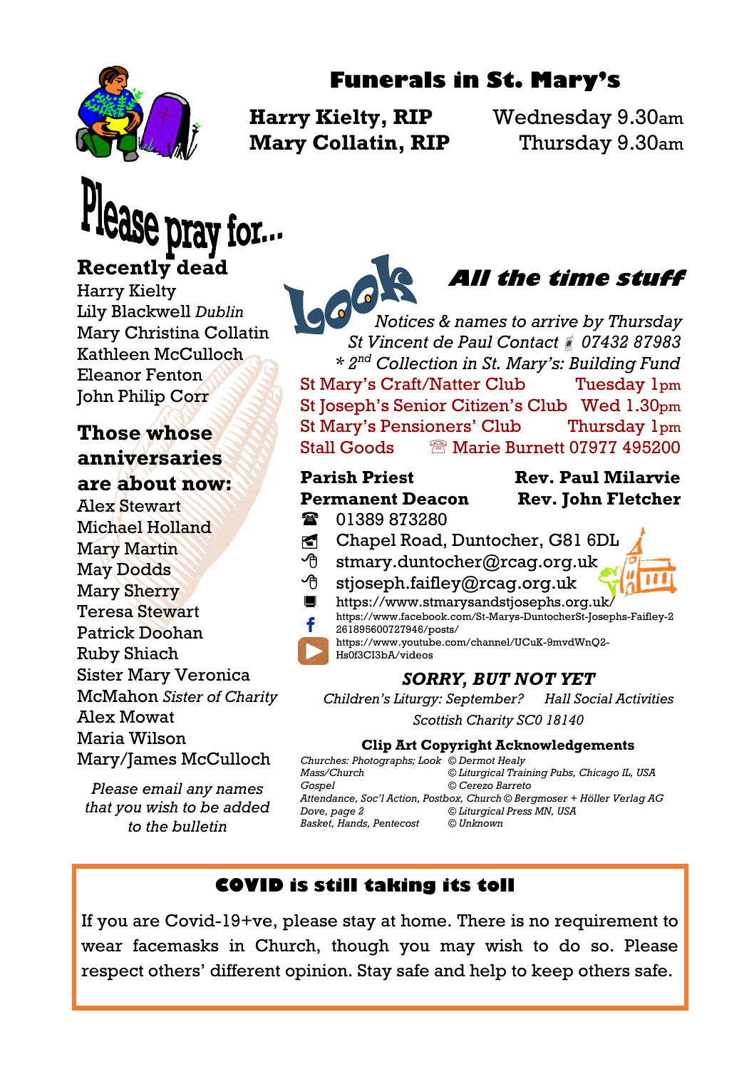# Funerals in St. Mary's

**Harry Kielty, RIP** Wednesday 9.30am
**Mary Collatin, RIP** Thursday 9.30am

## Please pray for...

### Recently dead

Harry Kielty
Lily Blackwell *Dublin*
Mary Christina Collatin
Kathleen McCulloch
Eleanor Fenton
John Philip Corr

### Those whose anniversaries are about now:

Alex Stewart
Michael Holland
Mary Martin
May Dodds
Mary Sherry
Teresa Stewart
Patrick Doohan
Ruby Shiach
Sister Mary Veronica
McMahon *Sister of Charity*
Alex Mowat
Maria Wilson
Mary/James McCulloch

*Please email any names that you wish to be added to the bulletin*

## Look — All the time stuff

*Notices & names to arrive by Thursday*
*St Vincent de Paul Contact 07432 87983*
*\* 2nd Collection in St. Mary's: Building Fund*

St Mary's Craft/Natter Club — Tuesday 1pm
St Joseph's Senior Citizen's Club — Wed 1.30pm
St Mary's Pensioners' Club — Thursday 1pm
Stall Goods — Marie Burnett 07977 495200

**Parish Priest** — **Rev. Paul Milarvie**
**Permanent Deacon** — **Rev. John Fletcher**

01389 873280
Chapel Road, Duntocher, G81 6DL
stmary.duntocher@rcag.org.uk
stjoseph.faifley@rcag.org.uk
https://www.stmarysandstjosephs.org.uk/
https://www.facebook.com/St-Marys-DuntocherSt-Josephs-Faifley-2261895600727946/posts/
https://www.youtube.com/channel/UCuK-9mvdWnQ2-Hs0f3CI3bA/videos

### SORRY, BUT NOT YET

*Children's Liturgy: September?* *Hall Social Activities*

*Scottish Charity SC0 18140*

### Clip Art Copyright Acknowledgements

| | |
|---|---|
| *Churches: Photographs; Look* | *© Dermot Healy* |
| *Mass/Church* | *© Liturgical Training Pubs, Chicago IL, USA* |
| *Gospel* | *© Cerezo Barreto* |
| *Attendance, Soc'l Action, Postbox, Church* | *© Bergmoser + Höller Verlag AG* |
| *Dove, page 2* | *© Liturgical Press MN, USA* |
| *Basket, Hands, Pentecost* | *© Unknown* |

## COVID is still taking its toll

If you are Covid-19+ve, please stay at home. There is no requirement to wear facemasks in Church, though you may wish to do so. Please respect others' different opinion. Stay safe and help to keep others safe.